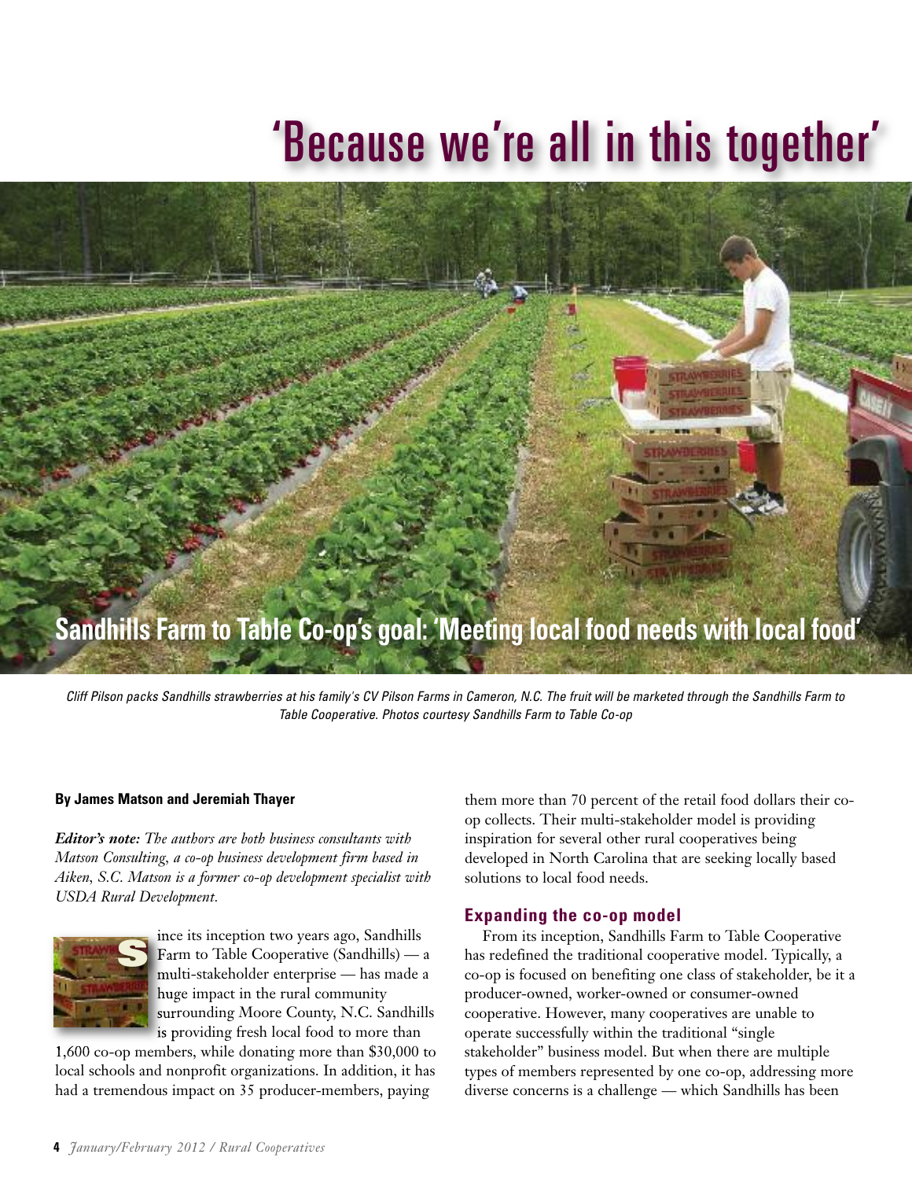# 'Because we're all in this together'

## Sandhills Farm to Table Co-op's goal: 'Meeting local food needs with local food'

*Cliff Pilson packs Sandhills strawberries at his family's CV Pilson Farms in Cameron, N.C. The fruit will be marketed through the Sandhills Farm to Table Cooperative. Photos courtesy Sandhills Farm to Table Co-op*

**By James Matson and Jeremiah Thayer**

***Editor's note:*** *The authors are both business consultants with Matson Consulting, a co-op business development firm based in Aiken, S.C. Matson is a former co-op development specialist with USDA Rural Development.*

Since its inception two years ago, Sandhills Farm to Table Cooperative (Sandhills) — a multi-stakeholder enterprise — has made a huge impact in the rural community surrounding Moore County, N.C. Sandhills is providing fresh local food to more than 1,600 co-op members, while donating more than $30,000 to local schools and nonprofit organizations. In addition, it has had a tremendous impact on 35 producer-members, paying them more than 70 percent of the retail food dollars their co-op collects. Their multi-stakeholder model is providing inspiration for several other rural cooperatives being developed in North Carolina that are seeking locally based solutions to local food needs.

### Expanding the co-op model

From its inception, Sandhills Farm to Table Cooperative has redefined the traditional cooperative model. Typically, a co-op is focused on benefiting one class of stakeholder, be it a producer-owned, worker-owned or consumer-owned cooperative. However, many cooperatives are unable to operate successfully within the traditional "single stakeholder" business model. But when there are multiple types of members represented by one co-op, addressing more diverse concerns is a challenge — which Sandhills has been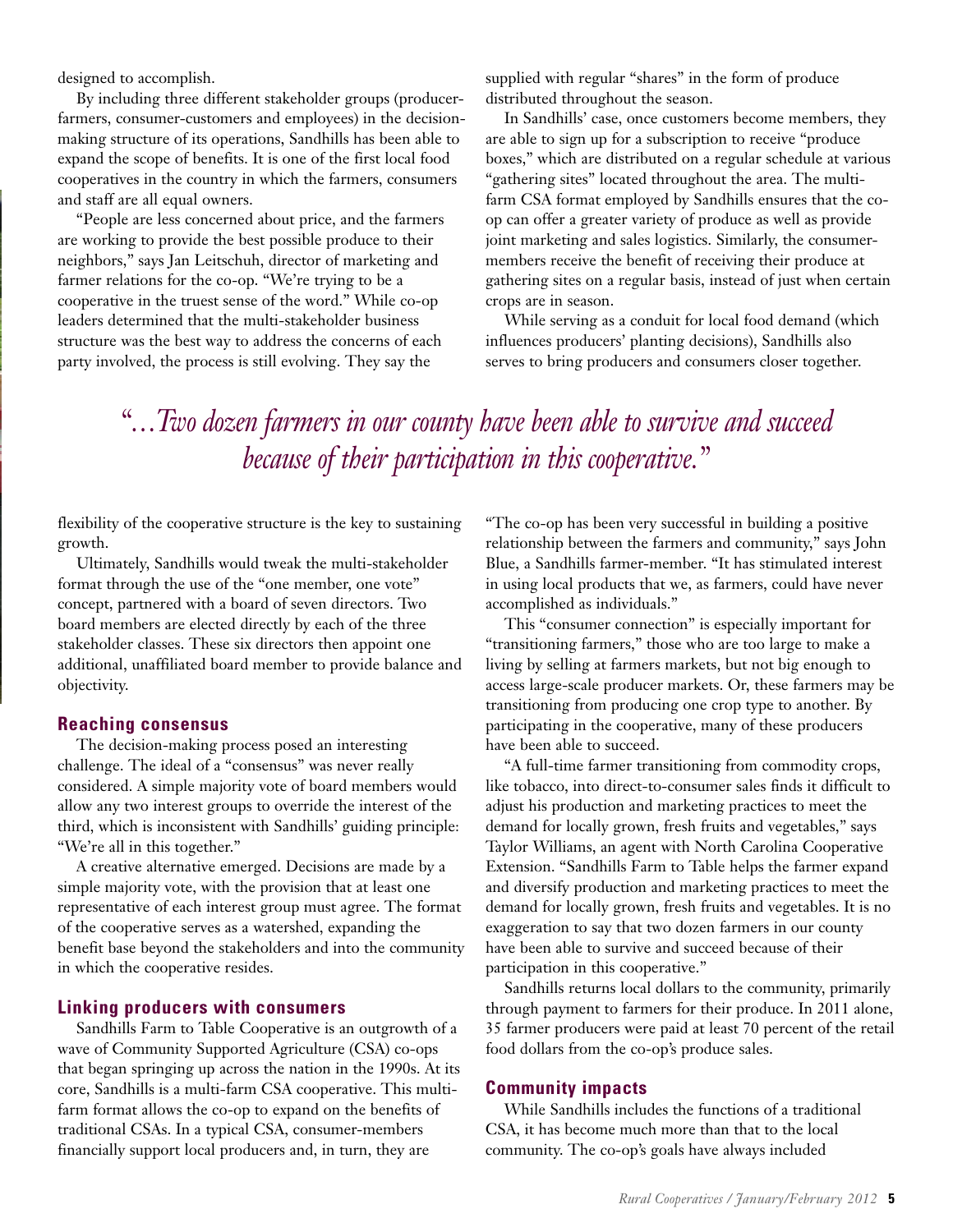designed to accomplish.

By including three different stakeholder groups (producer-farmers, consumer-customers and employees) in the decision-making structure of its operations, Sandhills has been able to expand the scope of benefits. It is one of the first local food cooperatives in the country in which the farmers, consumers and staff are all equal owners.

"People are less concerned about price, and the farmers are working to provide the best possible produce to their neighbors," says Jan Leitschuh, director of marketing and farmer relations for the co-op. "We're trying to be a cooperative in the truest sense of the word." While co-op leaders determined that the multi-stakeholder business structure was the best way to address the concerns of each party involved, the process is still evolving. They say the flexibility of the cooperative structure is the key to sustaining growth.

Ultimately, Sandhills would tweak the multi-stakeholder format through the use of the "one member, one vote" concept, partnered with a board of seven directors. Two board members are elected directly by each of the three stakeholder classes. These six directors then appoint one additional, unaffiliated board member to provide balance and objectivity.

## Reaching consensus

The decision-making process posed an interesting challenge. The ideal of a "consensus" was never really considered. A simple majority vote of board members would allow any two interest groups to override the interest of the third, which is inconsistent with Sandhills' guiding principle: "We're all in this together."

A creative alternative emerged. Decisions are made by a simple majority vote, with the provision that at least one representative of each interest group must agree. The format of the cooperative serves as a watershed, expanding the benefit base beyond the stakeholders and into the community in which the cooperative resides.

## Linking producers with consumers

Sandhills Farm to Table Cooperative is an outgrowth of a wave of Community Supported Agriculture (CSA) co-ops that began springing up across the nation in the 1990s. At its core, Sandhills is a multi-farm CSA cooperative. This multi-farm format allows the co-op to expand on the benefits of traditional CSAs. In a typical CSA, consumer-members financially support local producers and, in turn, they are supplied with regular "shares" in the form of produce distributed throughout the season.

In Sandhills' case, once customers become members, they are able to sign up for a subscription to receive "produce boxes," which are distributed on a regular schedule at various "gathering sites" located throughout the area. The multi-farm CSA format employed by Sandhills ensures that the co-op can offer a greater variety of produce as well as provide joint marketing and sales logistics. Similarly, the consumer-members receive the benefit of receiving their produce at gathering sites on a regular basis, instead of just when certain crops are in season.

While serving as a conduit for local food demand (which influences producers' planting decisions), Sandhills also serves to bring producers and consumers closer together.

*"...Two dozen farmers in our county have been able to survive and succeed because of their participation in this cooperative."*

"The co-op has been very successful in building a positive relationship between the farmers and community," says John Blue, a Sandhills farmer-member. "It has stimulated interest in using local products that we, as farmers, could have never accomplished as individuals."

This "consumer connection" is especially important for "transitioning farmers," those who are too large to make a living by selling at farmers markets, but not big enough to access large-scale producer markets. Or, these farmers may be transitioning from producing one crop type to another. By participating in the cooperative, many of these producers have been able to succeed.

"A full-time farmer transitioning from commodity crops, like tobacco, into direct-to-consumer sales finds it difficult to adjust his production and marketing practices to meet the demand for locally grown, fresh fruits and vegetables," says Taylor Williams, an agent with North Carolina Cooperative Extension. "Sandhills Farm to Table helps the farmer expand and diversify production and marketing practices to meet the demand for locally grown, fresh fruits and vegetables. It is no exaggeration to say that two dozen farmers in our county have been able to survive and succeed because of their participation in this cooperative."

Sandhills returns local dollars to the community, primarily through payment to farmers for their produce. In 2011 alone, 35 farmer producers were paid at least 70 percent of the retail food dollars from the co-op's produce sales.

## Community impacts

While Sandhills includes the functions of a traditional CSA, it has become much more than that to the local community. The co-op's goals have always included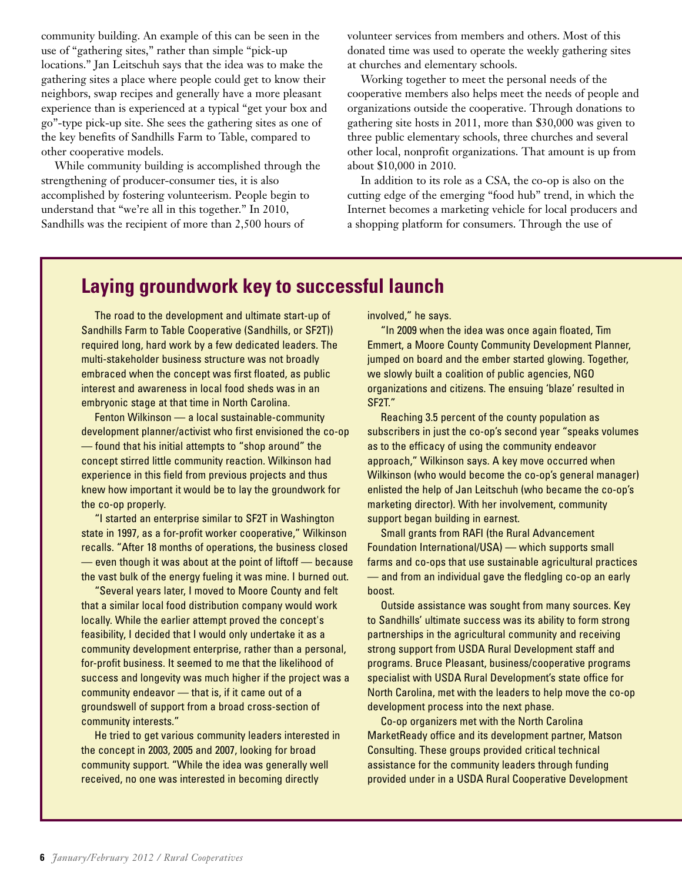community building. An example of this can be seen in the use of "gathering sites," rather than simple "pick-up locations." Jan Leitschuh says that the idea was to make the gathering sites a place where people could get to know their neighbors, swap recipes and generally have a more pleasant experience than is experienced at a typical "get your box and go"-type pick-up site. She sees the gathering sites as one of the key benefits of Sandhills Farm to Table, compared to other cooperative models.

While community building is accomplished through the strengthening of producer-consumer ties, it is also accomplished by fostering volunteerism. People begin to understand that "we're all in this together." In 2010, Sandhills was the recipient of more than 2,500 hours of volunteer services from members and others. Most of this donated time was used to operate the weekly gathering sites at churches and elementary schools.

Working together to meet the personal needs of the cooperative members also helps meet the needs of people and organizations outside the cooperative. Through donations to gathering site hosts in 2011, more than $30,000 was given to three public elementary schools, three churches and several other local, nonprofit organizations. That amount is up from about $10,000 in 2010.

In addition to its role as a CSA, the co-op is also on the cutting edge of the emerging "food hub" trend, in which the Internet becomes a marketing vehicle for local producers and a shopping platform for consumers. Through the use of

## Laying groundwork key to successful launch

The road to the development and ultimate start-up of Sandhills Farm to Table Cooperative (Sandhills, or SF2T)) required long, hard work by a few dedicated leaders. The multi-stakeholder business structure was not broadly embraced when the concept was first floated, as public interest and awareness in local food sheds was in an embryonic stage at that time in North Carolina.

Fenton Wilkinson — a local sustainable-community development planner/activist who first envisioned the co-op — found that his initial attempts to "shop around" the concept stirred little community reaction. Wilkinson had experience in this field from previous projects and thus knew how important it would be to lay the groundwork for the co-op properly.

"I started an enterprise similar to SF2T in Washington state in 1997, as a for-profit worker cooperative," Wilkinson recalls. "After 18 months of operations, the business closed — even though it was about at the point of liftoff — because the vast bulk of the energy fueling it was mine. I burned out.

"Several years later, I moved to Moore County and felt that a similar local food distribution company would work locally. While the earlier attempt proved the concept's feasibility, I decided that I would only undertake it as a community development enterprise, rather than a personal, for-profit business. It seemed to me that the likelihood of success and longevity was much higher if the project was a community endeavor — that is, if it came out of a groundswell of support from a broad cross-section of community interests."

He tried to get various community leaders interested in the concept in 2003, 2005 and 2007, looking for broad community support. "While the idea was generally well received, no one was interested in becoming directly involved," he says.

"In 2009 when the idea was once again floated, Tim Emmert, a Moore County Community Development Planner, jumped on board and the ember started glowing. Together, we slowly built a coalition of public agencies, NGO organizations and citizens. The ensuing 'blaze' resulted in SF2T."

Reaching 3.5 percent of the county population as subscribers in just the co-op's second year "speaks volumes as to the efficacy of using the community endeavor approach," Wilkinson says. A key move occurred when Wilkinson (who would become the co-op's general manager) enlisted the help of Jan Leitschuh (who became the co-op's marketing director). With her involvement, community support began building in earnest.

Small grants from RAFI (the Rural Advancement Foundation International/USA) — which supports small farms and co-ops that use sustainable agricultural practices — and from an individual gave the fledgling co-op an early boost.

Outside assistance was sought from many sources. Key to Sandhills' ultimate success was its ability to form strong partnerships in the agricultural community and receiving strong support from USDA Rural Development staff and programs. Bruce Pleasant, business/cooperative programs specialist with USDA Rural Development's state office for North Carolina, met with the leaders to help move the co-op development process into the next phase.

Co-op organizers met with the North Carolina MarketReady office and its development partner, Matson Consulting. These groups provided critical technical assistance for the community leaders through funding provided under in a USDA Rural Cooperative Development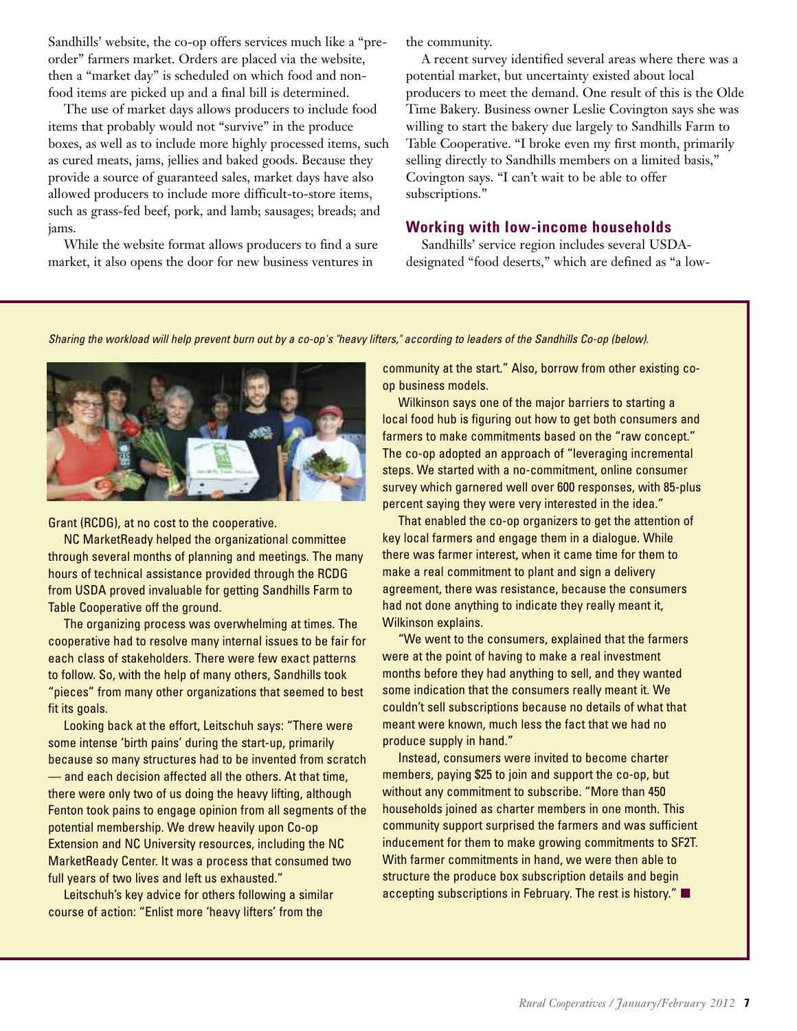Sandhills' website, the co-op offers services much like a "pre-order" farmers market. Orders are placed via the website, then a "market day" is scheduled on which food and non-food items are picked up and a final bill is determined.

The use of market days allows producers to include food items that probably would not "survive" in the produce boxes, as well as to include more highly processed items, such as cured meats, jams, jellies and baked goods. Because they provide a source of guaranteed sales, market days have also allowed producers to include more difficult-to-store items, such as grass-fed beef, pork, and lamb; sausages; breads; and jams.

While the website format allows producers to find a sure market, it also opens the door for new business ventures in the community.

A recent survey identified several areas where there was a potential market, but uncertainty existed about local producers to meet the demand. One result of this is the Olde Time Bakery. Business owner Leslie Covington says she was willing to start the bakery due largely to Sandhills Farm to Table Cooperative. "I broke even my first month, primarily selling directly to Sandhills members on a limited basis," Covington says. "I can't wait to be able to offer subscriptions."

## Working with low-income households

Sandhills' service region includes several USDA-designated "food deserts," which are defined as "a low-

*Sharing the workload will help prevent burn out by a co-op's "heavy lifters," according to leaders of the Sandhills Co-op (below).*

Grant (RCDG), at no cost to the cooperative.

NC MarketReady helped the organizational committee through several months of planning and meetings. The many hours of technical assistance provided through the RCDG from USDA proved invaluable for getting Sandhills Farm to Table Cooperative off the ground.

The organizing process was overwhelming at times. The cooperative had to resolve many internal issues to be fair for each class of stakeholders. There were few exact patterns to follow. So, with the help of many others, Sandhills took "pieces" from many other organizations that seemed to best fit its goals.

Looking back at the effort, Leitschuh says: "There were some intense 'birth pains' during the start-up, primarily because so many structures had to be invented from scratch — and each decision affected all the others. At that time, there were only two of us doing the heavy lifting, although Fenton took pains to engage opinion from all segments of the potential membership. We drew heavily upon Co-op Extension and NC University resources, including the NC MarketReady Center. It was a process that consumed two full years of two lives and left us exhausted."

Leitschuh's key advice for others following a similar course of action: "Enlist more 'heavy lifters' from the community at the start." Also, borrow from other existing co-op business models.

Wilkinson says one of the major barriers to starting a local food hub is figuring out how to get both consumers and farmers to make commitments based on the "raw concept." The co-op adopted an approach of "leveraging incremental steps. We started with a no-commitment, online consumer survey which garnered well over 600 responses, with 85-plus percent saying they were very interested in the idea."

That enabled the co-op organizers to get the attention of key local farmers and engage them in a dialogue. While there was farmer interest, when it came time for them to make a real commitment to plant and sign a delivery agreement, there was resistance, because the consumers had not done anything to indicate they really meant it, Wilkinson explains.

"We went to the consumers, explained that the farmers were at the point of having to make a real investment months before they had anything to sell, and they wanted some indication that the consumers really meant it. We couldn't sell subscriptions because no details of what that meant were known, much less the fact that we had no produce supply in hand."

Instead, consumers were invited to become charter members, paying $25 to join and support the co-op, but without any commitment to subscribe. "More than 450 households joined as charter members in one month. This community support surprised the farmers and was sufficient inducement for them to make growing commitments to SF2T. With farmer commitments in hand, we were then able to structure the produce box subscription details and begin accepting subscriptions in February. The rest is history." ■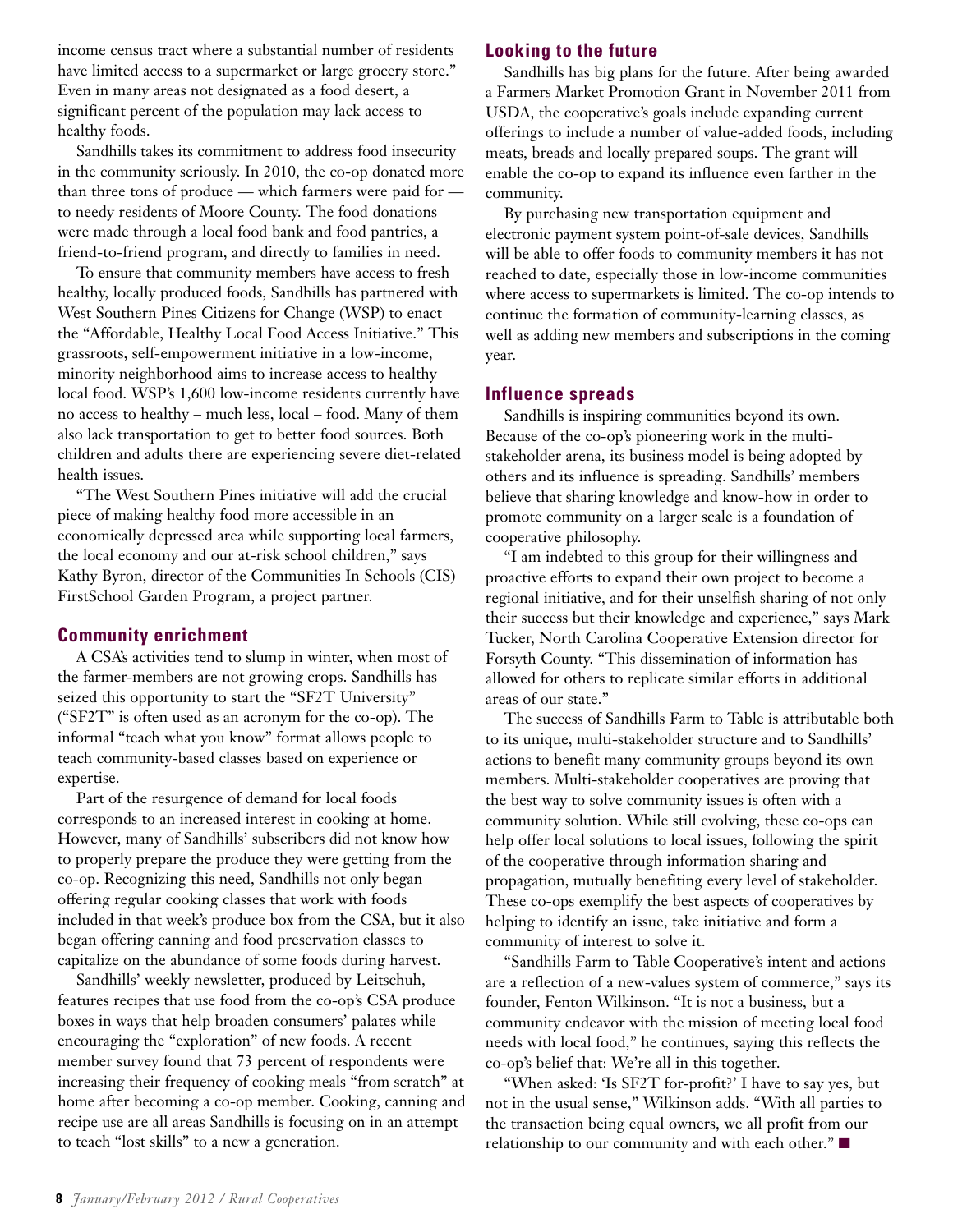income census tract where a substantial number of residents have limited access to a supermarket or large grocery store." Even in many areas not designated as a food desert, a significant percent of the population may lack access to healthy foods.

Sandhills takes its commitment to address food insecurity in the community seriously. In 2010, the co-op donated more than three tons of produce — which farmers were paid for — to needy residents of Moore County. The food donations were made through a local food bank and food pantries, a friend-to-friend program, and directly to families in need.

To ensure that community members have access to fresh healthy, locally produced foods, Sandhills has partnered with West Southern Pines Citizens for Change (WSP) to enact the "Affordable, Healthy Local Food Access Initiative." This grassroots, self-empowerment initiative in a low-income, minority neighborhood aims to increase access to healthy local food. WSP's 1,600 low-income residents currently have no access to healthy – much less, local – food. Many of them also lack transportation to get to better food sources. Both children and adults there are experiencing severe diet-related health issues.

"The West Southern Pines initiative will add the crucial piece of making healthy food more accessible in an economically depressed area while supporting local farmers, the local economy and our at-risk school children," says Kathy Byron, director of the Communities In Schools (CIS) FirstSchool Garden Program, a project partner.

## Community enrichment

A CSA's activities tend to slump in winter, when most of the farmer-members are not growing crops. Sandhills has seized this opportunity to start the "SF2T University" ("SF2T" is often used as an acronym for the co-op). The informal "teach what you know" format allows people to teach community-based classes based on experience or expertise.

Part of the resurgence of demand for local foods corresponds to an increased interest in cooking at home. However, many of Sandhills' subscribers did not know how to properly prepare the produce they were getting from the co-op. Recognizing this need, Sandhills not only began offering regular cooking classes that work with foods included in that week's produce box from the CSA, but it also began offering canning and food preservation classes to capitalize on the abundance of some foods during harvest.

Sandhills' weekly newsletter, produced by Leitschuh, features recipes that use food from the co-op's CSA produce boxes in ways that help broaden consumers' palates while encouraging the "exploration" of new foods. A recent member survey found that 73 percent of respondents were increasing their frequency of cooking meals "from scratch" at home after becoming a co-op member. Cooking, canning and recipe use are all areas Sandhills is focusing on in an attempt to teach "lost skills" to a new a generation.

## Looking to the future

Sandhills has big plans for the future. After being awarded a Farmers Market Promotion Grant in November 2011 from USDA, the cooperative's goals include expanding current offerings to include a number of value-added foods, including meats, breads and locally prepared soups. The grant will enable the co-op to expand its influence even farther in the community.

By purchasing new transportation equipment and electronic payment system point-of-sale devices, Sandhills will be able to offer foods to community members it has not reached to date, especially those in low-income communities where access to supermarkets is limited. The co-op intends to continue the formation of community-learning classes, as well as adding new members and subscriptions in the coming year.

## Influence spreads

Sandhills is inspiring communities beyond its own. Because of the co-op's pioneering work in the multi-stakeholder arena, its business model is being adopted by others and its influence is spreading. Sandhills' members believe that sharing knowledge and know-how in order to promote community on a larger scale is a foundation of cooperative philosophy.

"I am indebted to this group for their willingness and proactive efforts to expand their own project to become a regional initiative, and for their unselfish sharing of not only their success but their knowledge and experience," says Mark Tucker, North Carolina Cooperative Extension director for Forsyth County. "This dissemination of information has allowed for others to replicate similar efforts in additional areas of our state."

The success of Sandhills Farm to Table is attributable both to its unique, multi-stakeholder structure and to Sandhills' actions to benefit many community groups beyond its own members. Multi-stakeholder cooperatives are proving that the best way to solve community issues is often with a community solution. While still evolving, these co-ops can help offer local solutions to local issues, following the spirit of the cooperative through information sharing and propagation, mutually benefiting every level of stakeholder. These co-ops exemplify the best aspects of cooperatives by helping to identify an issue, take initiative and form a community of interest to solve it.

"Sandhills Farm to Table Cooperative's intent and actions are a reflection of a new-values system of commerce," says its founder, Fenton Wilkinson. "It is not a business, but a community endeavor with the mission of meeting local food needs with local food," he continues, saying this reflects the co-op's belief that: We're all in this together.

"When asked: 'Is SF2T for-profit?' I have to say yes, but not in the usual sense," Wilkinson adds. "With all parties to the transaction being equal owners, we all profit from our relationship to our community and with each other." ■